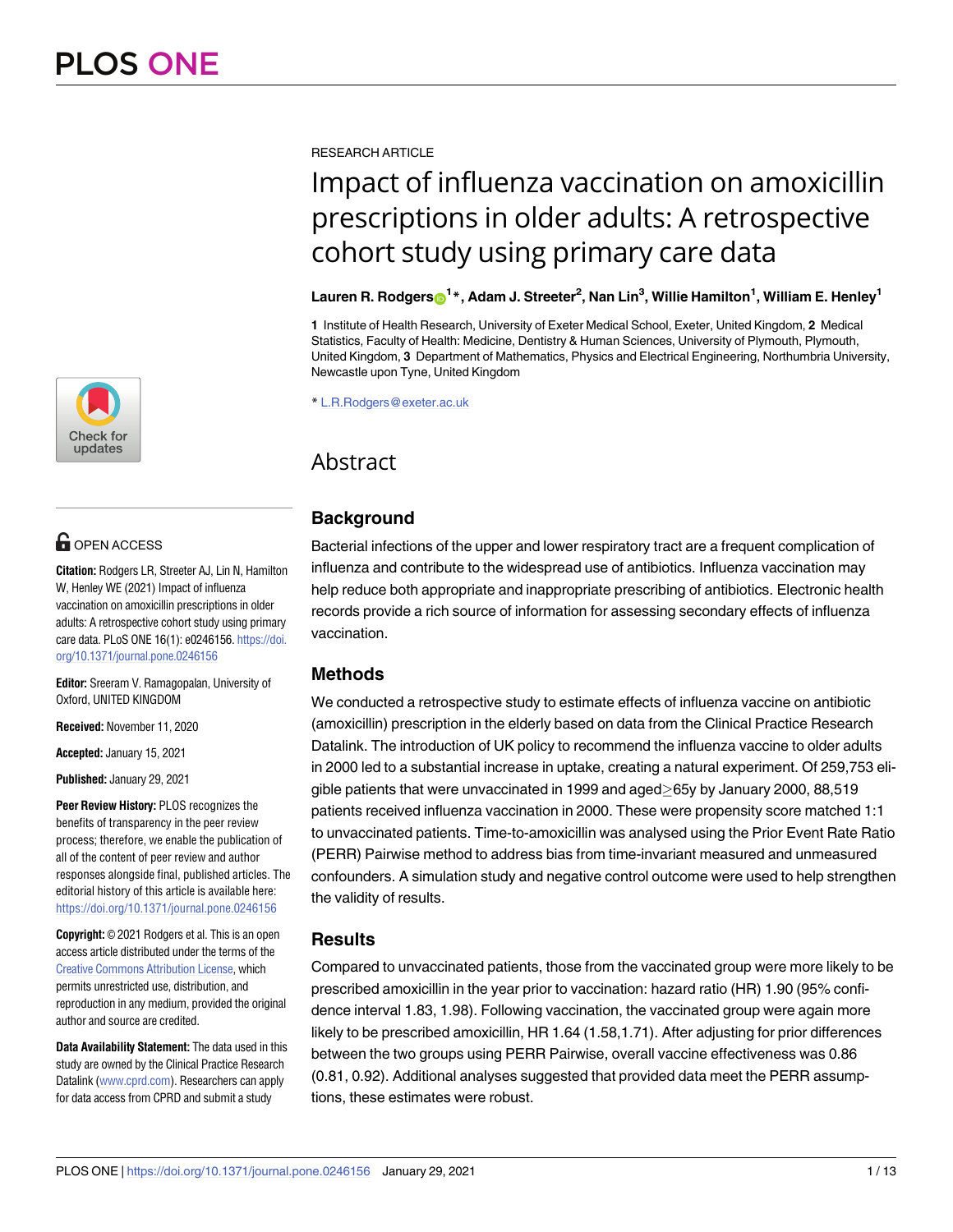RESEARCH ARTICLE

# Impact of influenza vaccination on amoxicillin prescriptions in older adults: A retrospective cohort study using primary care data

**Lauren R. Rodgers[1]*, Adam J. Streeter[2], Nan Lin[3], Willie Hamilton[1], William E. Henley[1]**

**1** Institute of Health Research, University of Exeter Medical School, Exeter, United Kingdom, **2** Medical Statistics, Faculty of Health: Medicine, Dentistry & Human Sciences, University of Plymouth, Plymouth, United Kingdom, **3** Department of Mathematics, Physics and Electrical Engineering, Northumbria University, Newcastle upon Tyne, United Kingdom

* L.R.Rodgers@exeter.ac.uk

OPEN ACCESS

**Citation:** Rodgers LR, Streeter AJ, Lin N, Hamilton W, Henley WE (2021) Impact of influenza vaccination on amoxicillin prescriptions in older adults: A retrospective cohort study using primary care data. PLoS ONE 16(1): e0246156. https://doi.org/10.1371/journal.pone.0246156

**Editor:** Sreeram V. Ramagopalan, University of Oxford, UNITED KINGDOM

**Received:** November 11, 2020

**Accepted:** January 15, 2021

**Published:** January 29, 2021

**Peer Review History:** PLOS recognizes the benefits of transparency in the peer review process; therefore, we enable the publication of all of the content of peer review and author responses alongside final, published articles. The editorial history of this article is available here: https://doi.org/10.1371/journal.pone.0246156

**Copyright:** © 2021 Rodgers et al. This is an open access article distributed under the terms of the Creative Commons Attribution License, which permits unrestricted use, distribution, and reproduction in any medium, provided the original author and source are credited.

**Data Availability Statement:** The data used in this study are owned by the Clinical Practice Research Datalink (www.cprd.com). Researchers can apply for data access from CPRD and submit a study

## Abstract

### Background

Bacterial infections of the upper and lower respiratory tract are a frequent complication of influenza and contribute to the widespread use of antibiotics. Influenza vaccination may help reduce both appropriate and inappropriate prescribing of antibiotics. Electronic health records provide a rich source of information for assessing secondary effects of influenza vaccination.

### Methods

We conducted a retrospective study to estimate effects of influenza vaccine on antibiotic (amoxicillin) prescription in the elderly based on data from the Clinical Practice Research Datalink. The introduction of UK policy to recommend the influenza vaccine to older adults in 2000 led to a substantial increase in uptake, creating a natural experiment. Of 259,753 eligible patients that were unvaccinated in 1999 and aged≥65y by January 2000, 88,519 patients received influenza vaccination in 2000. These were propensity score matched 1:1 to unvaccinated patients. Time-to-amoxicillin was analysed using the Prior Event Rate Ratio (PERR) Pairwise method to address bias from time-invariant measured and unmeasured confounders. A simulation study and negative control outcome were used to help strengthen the validity of results.

### Results

Compared to unvaccinated patients, those from the vaccinated group were more likely to be prescribed amoxicillin in the year prior to vaccination: hazard ratio (HR) 1.90 (95% confidence interval 1.83, 1.98). Following vaccination, the vaccinated group were again more likely to be prescribed amoxicillin, HR 1.64 (1.58,1.71). After adjusting for prior differences between the two groups using PERR Pairwise, overall vaccine effectiveness was 0.86 (0.81, 0.92). Additional analyses suggested that provided data meet the PERR assumptions, these estimates were robust.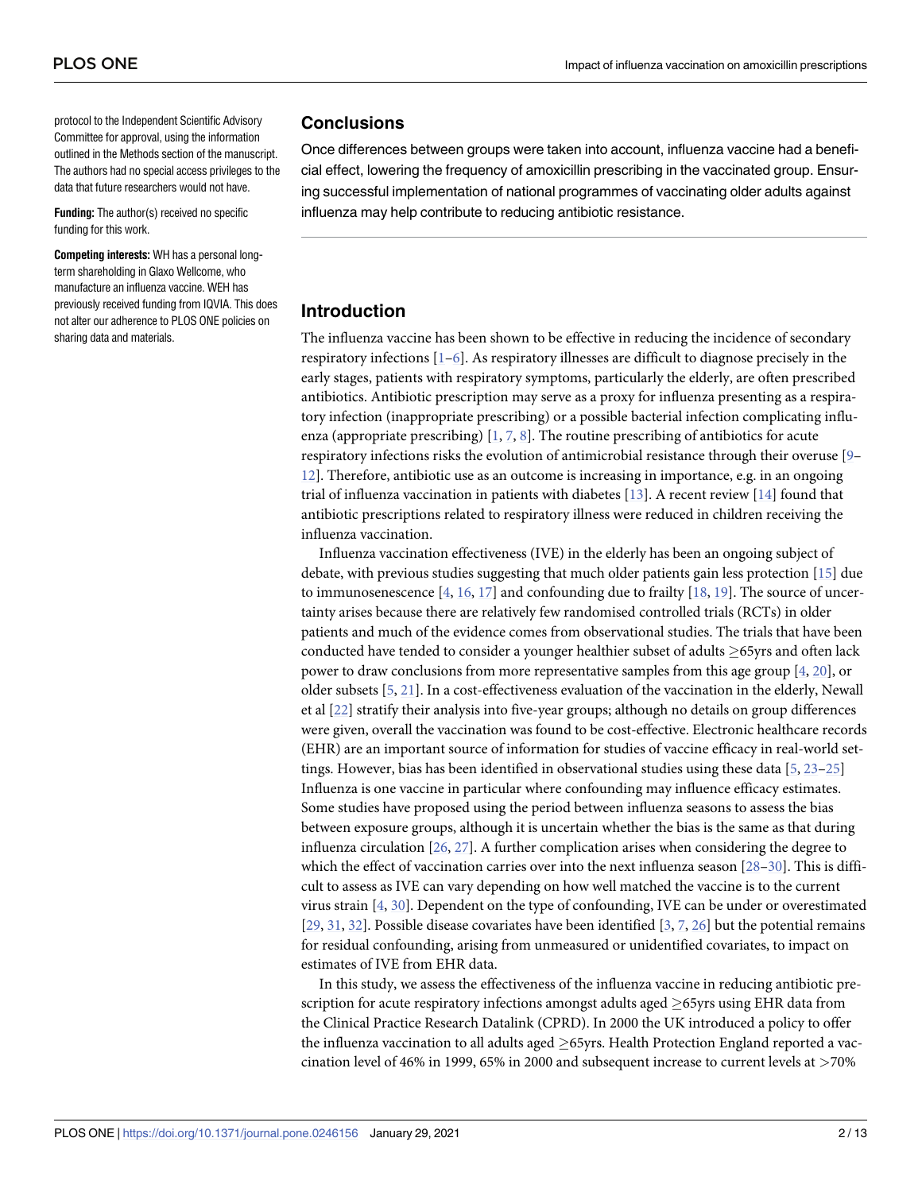protocol to the Independent Scientific Advisory Committee for approval, using the information outlined in the Methods section of the manuscript. The authors had no special access privileges to the data that future researchers would not have.

**Funding:** The author(s) received no specific funding for this work.

**Competing interests:** WH has a personal long-term shareholding in Glaxo Wellcome, who manufacture an influenza vaccine. WEH has previously received funding from IQVIA. This does not alter our adherence to PLOS ONE policies on sharing data and materials.

## Conclusions

Once differences between groups were taken into account, influenza vaccine had a beneficial effect, lowering the frequency of amoxicillin prescribing in the vaccinated group. Ensuring successful implementation of national programmes of vaccinating older adults against influenza may help contribute to reducing antibiotic resistance.

## Introduction

The influenza vaccine has been shown to be effective in reducing the incidence of secondary respiratory infections [1–6]. As respiratory illnesses are difficult to diagnose precisely in the early stages, patients with respiratory symptoms, particularly the elderly, are often prescribed antibiotics. Antibiotic prescription may serve as a proxy for influenza presenting as a respiratory infection (inappropriate prescribing) or a possible bacterial infection complicating influenza (appropriate prescribing) [1, 7, 8]. The routine prescribing of antibiotics for acute respiratory infections risks the evolution of antimicrobial resistance through their overuse [9–12]. Therefore, antibiotic use as an outcome is increasing in importance, e.g. in an ongoing trial of influenza vaccination in patients with diabetes [13]. A recent review [14] found that antibiotic prescriptions related to respiratory illness were reduced in children receiving the influenza vaccination.

Influenza vaccination effectiveness (IVE) in the elderly has been an ongoing subject of debate, with previous studies suggesting that much older patients gain less protection [15] due to immunosenescence [4, 16, 17] and confounding due to frailty [18, 19]. The source of uncertainty arises because there are relatively few randomised controlled trials (RCTs) in older patients and much of the evidence comes from observational studies. The trials that have been conducted have tended to consider a younger healthier subset of adults ≥65yrs and often lack power to draw conclusions from more representative samples from this age group [4, 20], or older subsets [5, 21]. In a cost-effectiveness evaluation of the vaccination in the elderly, Newall et al [22] stratify their analysis into five-year groups; although no details on group differences were given, overall the vaccination was found to be cost-effective. Electronic healthcare records (EHR) are an important source of information for studies of vaccine efficacy in real-world settings. However, bias has been identified in observational studies using these data [5, 23–25] Influenza is one vaccine in particular where confounding may influence efficacy estimates. Some studies have proposed using the period between influenza seasons to assess the bias between exposure groups, although it is uncertain whether the bias is the same as that during influenza circulation [26, 27]. A further complication arises when considering the degree to which the effect of vaccination carries over into the next influenza season [28–30]. This is difficult to assess as IVE can vary depending on how well matched the vaccine is to the current virus strain [4, 30]. Dependent on the type of confounding, IVE can be under or overestimated [29, 31, 32]. Possible disease covariates have been identified [3, 7, 26] but the potential remains for residual confounding, arising from unmeasured or unidentified covariates, to impact on estimates of IVE from EHR data.

In this study, we assess the effectiveness of the influenza vaccine in reducing antibiotic prescription for acute respiratory infections amongst adults aged ≥65yrs using EHR data from the Clinical Practice Research Datalink (CPRD). In 2000 the UK introduced a policy to offer the influenza vaccination to all adults aged ≥65yrs. Health Protection England reported a vaccination level of 46% in 1999, 65% in 2000 and subsequent increase to current levels at >70%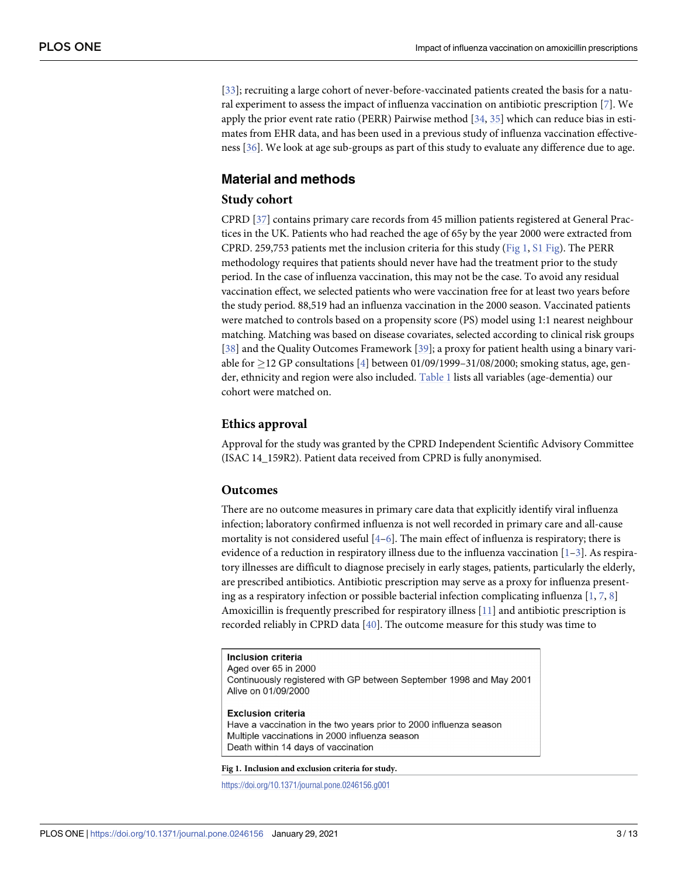[33]; recruiting a large cohort of never-before-vaccinated patients created the basis for a natural experiment to assess the impact of influenza vaccination on antibiotic prescription [7]. We apply the prior event rate ratio (PERR) Pairwise method [34, 35] which can reduce bias in estimates from EHR data, and has been used in a previous study of influenza vaccination effectiveness [36]. We look at age sub-groups as part of this study to evaluate any difference due to age.

## Material and methods

### Study cohort

CPRD [37] contains primary care records from 45 million patients registered at General Practices in the UK. Patients who had reached the age of 65y by the year 2000 were extracted from CPRD. 259,753 patients met the inclusion criteria for this study (Fig 1, S1 Fig). The PERR methodology requires that patients should never have had the treatment prior to the study period. In the case of influenza vaccination, this may not be the case. To avoid any residual vaccination effect, we selected patients who were vaccination free for at least two years before the study period. 88,519 had an influenza vaccination in the 2000 season. Vaccinated patients were matched to controls based on a propensity score (PS) model using 1:1 nearest neighbour matching. Matching was based on disease covariates, selected according to clinical risk groups [38] and the Quality Outcomes Framework [39]; a proxy for patient health using a binary variable for $\geq$12 GP consultations [4] between 01/09/1999–31/08/2000; smoking status, age, gender, ethnicity and region were also included. Table 1 lists all variables (age-dementia) our cohort were matched on.

### Ethics approval

Approval for the study was granted by the CPRD Independent Scientific Advisory Committee (ISAC 14_159R2). Patient data received from CPRD is fully anonymised.

### Outcomes

There are no outcome measures in primary care data that explicitly identify viral influenza infection; laboratory confirmed influenza is not well recorded in primary care and all-cause mortality is not considered useful [4–6]. The main effect of influenza is respiratory; there is evidence of a reduction in respiratory illness due to the influenza vaccination [1–3]. As respiratory illnesses are difficult to diagnose precisely in early stages, patients, particularly the elderly, are prescribed antibiotics. Antibiotic prescription may serve as a proxy for influenza presenting as a respiratory infection or possible bacterial infection complicating influenza [1, 7, 8] Amoxicillin is frequently prescribed for respiratory illness [11] and antibiotic prescription is recorded reliably in CPRD data [40]. The outcome measure for this study was time to

**Inclusion criteria**
Aged over 65 in 2000
Continuously registered with GP between September 1998 and May 2001
Alive on 01/09/2000

**Exclusion criteria**
Have a vaccination in the two years prior to 2000 influenza season
Multiple vaccinations in 2000 influenza season
Death within 14 days of vaccination

**Fig 1. Inclusion and exclusion criteria for study.**

https://doi.org/10.1371/journal.pone.0246156.g001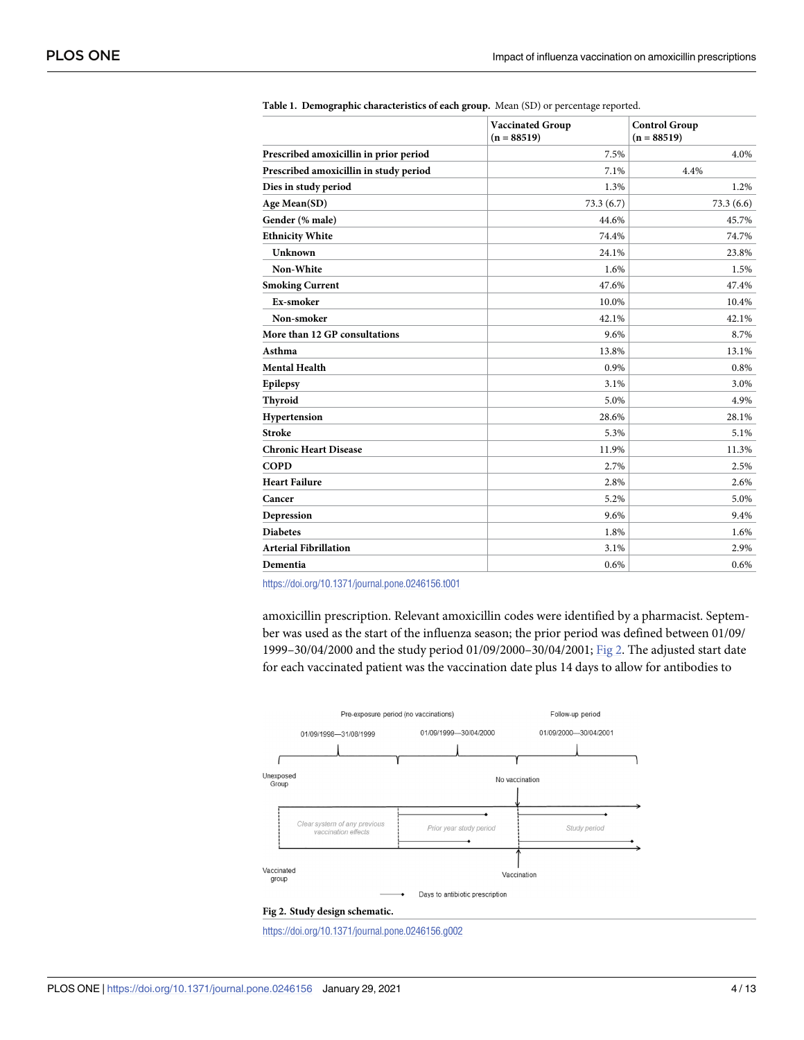**Table 1. Demographic characteristics of each group.** Mean (SD) or percentage reported.

| | Vaccinated Group (n = 88519) | Control Group (n = 88519) |
|---|---|---|
| **Prescribed amoxicillin in prior period** | 7.5% | 4.0% |
| **Prescribed amoxicillin in study period** | 7.1% | 4.4% |
| **Dies in study period** | 1.3% | 1.2% |
| **Age Mean(SD)** | 73.3 (6.7) | 73.3 (6.6) |
| **Gender (% male)** | 44.6% | 45.7% |
| **Ethnicity White** | 74.4% | 74.7% |
| **Unknown** | 24.1% | 23.8% |
| **Non-White** | 1.6% | 1.5% |
| **Smoking Current** | 47.6% | 47.4% |
| **Ex-smoker** | 10.0% | 10.4% |
| **Non-smoker** | 42.1% | 42.1% |
| **More than 12 GP consultations** | 9.6% | 8.7% |
| **Asthma** | 13.8% | 13.1% |
| **Mental Health** | 0.9% | 0.8% |
| **Epilepsy** | 3.1% | 3.0% |
| **Thyroid** | 5.0% | 4.9% |
| **Hypertension** | 28.6% | 28.1% |
| **Stroke** | 5.3% | 5.1% |
| **Chronic Heart Disease** | 11.9% | 11.3% |
| **COPD** | 2.7% | 2.5% |
| **Heart Failure** | 2.8% | 2.6% |
| **Cancer** | 5.2% | 5.0% |
| **Depression** | 9.6% | 9.4% |
| **Diabetes** | 1.8% | 1.6% |
| **Arterial Fibrillation** | 3.1% | 2.9% |
| **Dementia** | 0.6% | 0.6% |

https://doi.org/10.1371/journal.pone.0246156.t001

amoxicillin prescription. Relevant amoxicillin codes were identified by a pharmacist. September was used as the start of the influenza season; the prior period was defined between 01/09/1999–30/04/2000 and the study period 01/09/2000–30/04/2001; Fig 2. The adjusted start date for each vaccinated patient was the vaccination date plus 14 days to allow for antibodies to

**Fig 2. Study design schematic.**

https://doi.org/10.1371/journal.pone.0246156.g002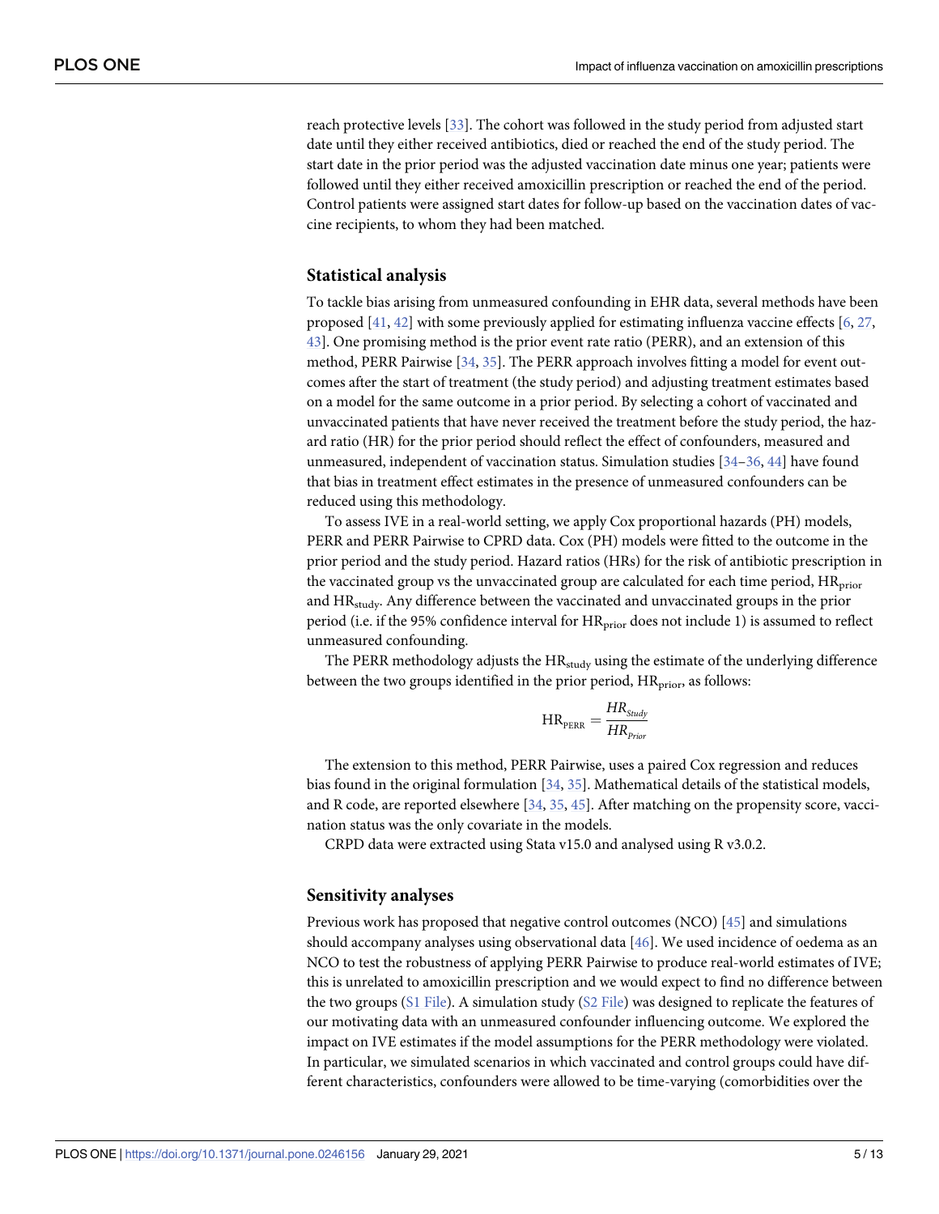reach protective levels [33]. The cohort was followed in the study period from adjusted start date until they either received antibiotics, died or reached the end of the study period. The start date in the prior period was the adjusted vaccination date minus one year; patients were followed until they either received amoxicillin prescription or reached the end of the period. Control patients were assigned start dates for follow-up based on the vaccination dates of vaccine recipients, to whom they had been matched.

## Statistical analysis

To tackle bias arising from unmeasured confounding in EHR data, several methods have been proposed [41, 42] with some previously applied for estimating influenza vaccine effects [6, 27, 43]. One promising method is the prior event rate ratio (PERR), and an extension of this method, PERR Pairwise [34, 35]. The PERR approach involves fitting a model for event outcomes after the start of treatment (the study period) and adjusting treatment estimates based on a model for the same outcome in a prior period. By selecting a cohort of vaccinated and unvaccinated patients that have never received the treatment before the study period, the hazard ratio (HR) for the prior period should reflect the effect of confounders, measured and unmeasured, independent of vaccination status. Simulation studies [34–36, 44] have found that bias in treatment effect estimates in the presence of unmeasured confounders can be reduced using this methodology.

To assess IVE in a real-world setting, we apply Cox proportional hazards (PH) models, PERR and PERR Pairwise to CPRD data. Cox (PH) models were fitted to the outcome in the prior period and the study period. Hazard ratios (HRs) for the risk of antibiotic prescription in the vaccinated group vs the unvaccinated group are calculated for each time period, $HR_{prior}$ and $HR_{study}$. Any difference between the vaccinated and unvaccinated groups in the prior period (i.e. if the 95% confidence interval for $HR_{prior}$ does not include 1) is assumed to reflect unmeasured confounding.

The PERR methodology adjusts the $HR_{study}$ using the estimate of the underlying difference between the two groups identified in the prior period, $HR_{prior}$, as follows:

$$HR_{PERR} = \frac{HR_{Study}}{HR_{Prior}}$$

The extension to this method, PERR Pairwise, uses a paired Cox regression and reduces bias found in the original formulation [34, 35]. Mathematical details of the statistical models, and R code, are reported elsewhere [34, 35, 45]. After matching on the propensity score, vaccination status was the only covariate in the models.

CRPD data were extracted using Stata v15.0 and analysed using R v3.0.2.

## Sensitivity analyses

Previous work has proposed that negative control outcomes (NCO) [45] and simulations should accompany analyses using observational data [46]. We used incidence of oedema as an NCO to test the robustness of applying PERR Pairwise to produce real-world estimates of IVE; this is unrelated to amoxicillin prescription and we would expect to find no difference between the two groups (S1 File). A simulation study (S2 File) was designed to replicate the features of our motivating data with an unmeasured confounder influencing outcome. We explored the impact on IVE estimates if the model assumptions for the PERR methodology were violated. In particular, we simulated scenarios in which vaccinated and control groups could have different characteristics, confounders were allowed to be time-varying (comorbidities over the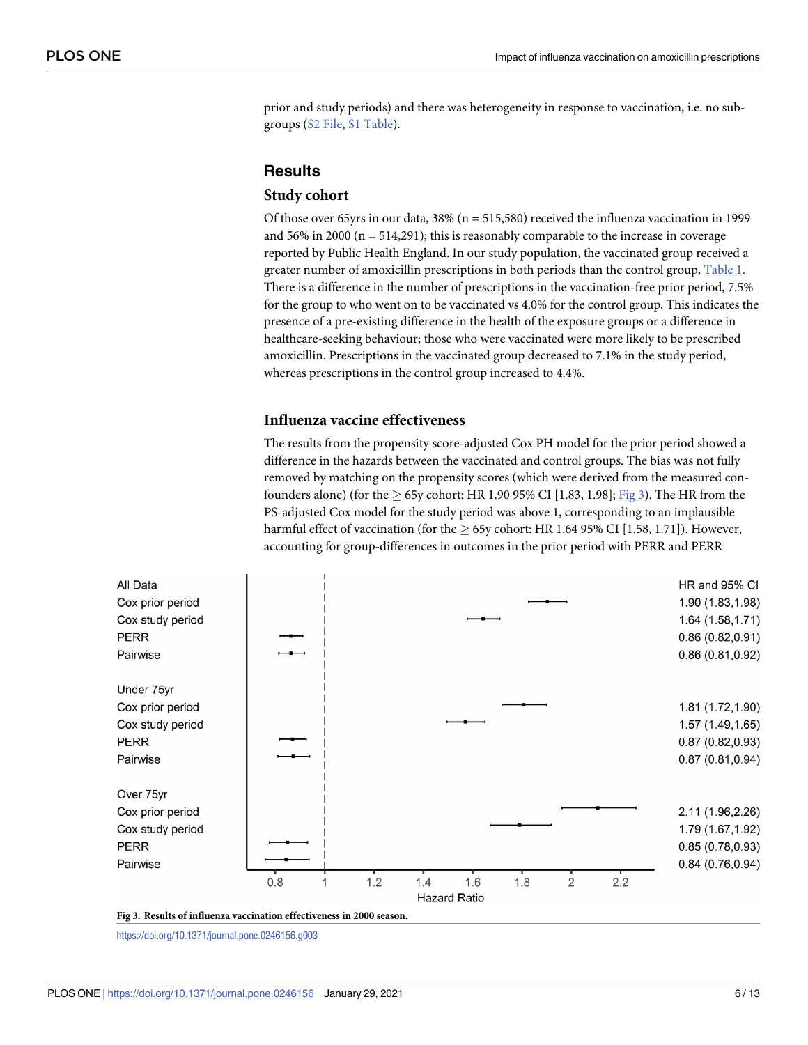prior and study periods) and there was heterogeneity in response to vaccination, i.e. no subgroups (S2 File, S1 Table).

## Results

### Study cohort

Of those over 65yrs in our data, 38% (n = 515,580) received the influenza vaccination in 1999 and 56% in 2000 (n = 514,291); this is reasonably comparable to the increase in coverage reported by Public Health England. In our study population, the vaccinated group received a greater number of amoxicillin prescriptions in both periods than the control group, Table 1. There is a difference in the number of prescriptions in the vaccination-free prior period, 7.5% for the group to who went on to be vaccinated vs 4.0% for the control group. This indicates the presence of a pre-existing difference in the health of the exposure groups or a difference in healthcare-seeking behaviour; those who were vaccinated were more likely to be prescribed amoxicillin. Prescriptions in the vaccinated group decreased to 7.1% in the study period, whereas prescriptions in the control group increased to 4.4%.

### Influenza vaccine effectiveness

The results from the propensity score-adjusted Cox PH model for the prior period showed a difference in the hazards between the vaccinated and control groups. The bias was not fully removed by matching on the propensity scores (which were derived from the measured confounders alone) (for the $\geq$ 65y cohort: HR 1.90 95% CI [1.83, 1.98]; Fig 3). The HR from the PS-adjusted Cox model for the study period was above 1, corresponding to an implausible harmful effect of vaccination (for the $\geq$ 65y cohort: HR 1.64 95% CI [1.58, 1.71]). However, accounting for group-differences in outcomes in the prior period with PERR and PERR

| | HR and 95% CI |
|---|---|
| **All Data** | |
| Cox prior period | 1.90 (1.83,1.98) |
| Cox study period | 1.64 (1.58,1.71) |
| PERR | 0.86 (0.82,0.91) |
| Pairwise | 0.86 (0.81,0.92) |
| **Under 75yr** | |
| Cox prior period | 1.81 (1.72,1.90) |
| Cox study period | 1.57 (1.49,1.65) |
| PERR | 0.87 (0.82,0.93) |
| Pairwise | 0.87 (0.81,0.94) |
| **Over 75yr** | |
| Cox prior period | 2.11 (1.96,2.26) |
| Cox study period | 1.79 (1.67,1.92) |
| PERR | 0.85 (0.78,0.93) |
| Pairwise | 0.84 (0.76,0.94) |

**Fig 3. Results of influenza vaccination effectiveness in 2000 season.**

https://doi.org/10.1371/journal.pone.0246156.g003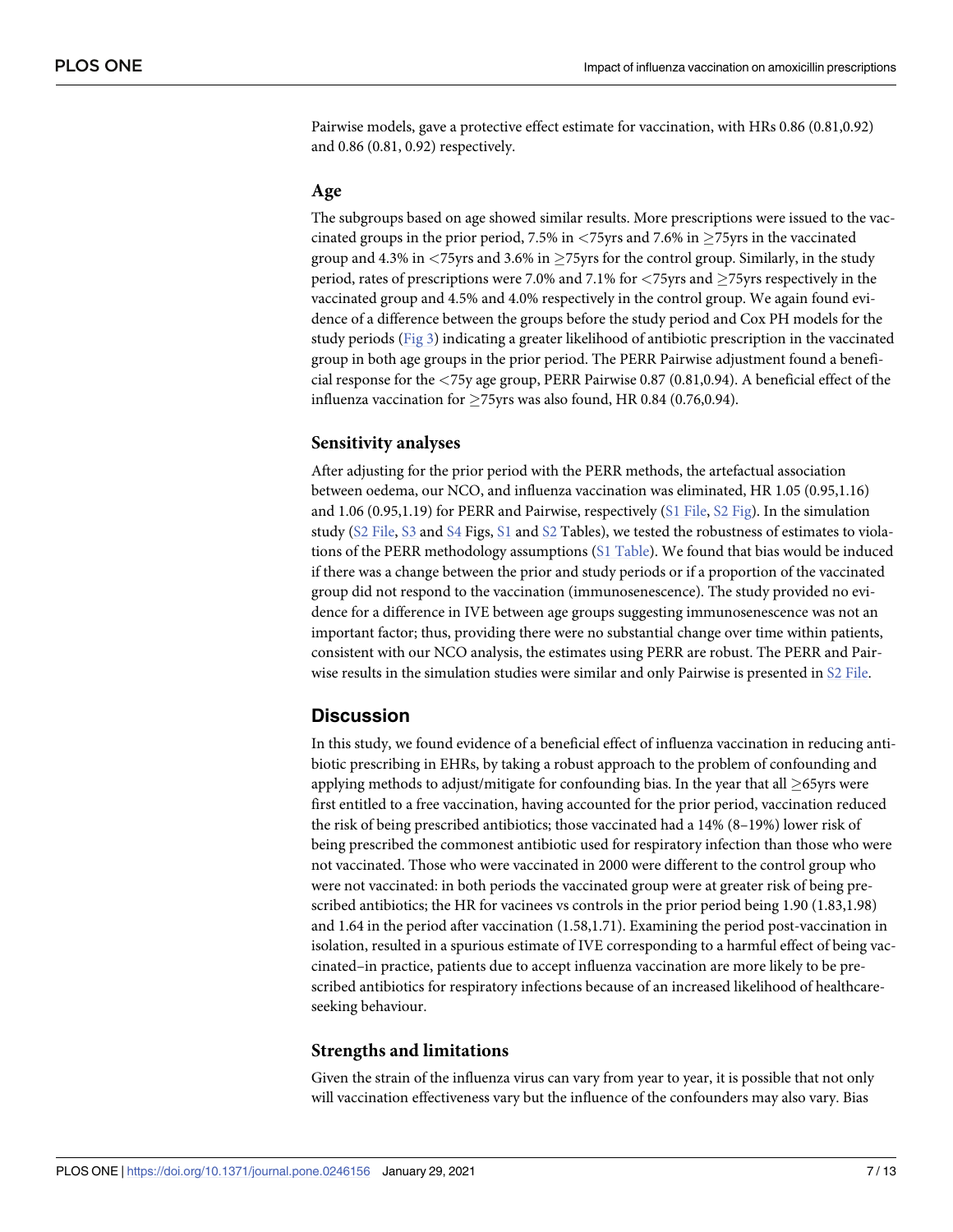Pairwise models, gave a protective effect estimate for vaccination, with HRs 0.86 (0.81,0.92) and 0.86 (0.81, 0.92) respectively.

### Age

The subgroups based on age showed similar results. More prescriptions were issued to the vaccinated groups in the prior period, 7.5% in <75yrs and 7.6% in ≥75yrs in the vaccinated group and 4.3% in <75yrs and 3.6% in ≥75yrs for the control group. Similarly, in the study period, rates of prescriptions were 7.0% and 7.1% for <75yrs and ≥75yrs respectively in the vaccinated group and 4.5% and 4.0% respectively in the control group. We again found evidence of a difference between the groups before the study period and Cox PH models for the study periods (Fig 3) indicating a greater likelihood of antibiotic prescription in the vaccinated group in both age groups in the prior period. The PERR Pairwise adjustment found a beneficial response for the <75y age group, PERR Pairwise 0.87 (0.81,0.94). A beneficial effect of the influenza vaccination for ≥75yrs was also found, HR 0.84 (0.76,0.94).

### Sensitivity analyses

After adjusting for the prior period with the PERR methods, the artefactual association between oedema, our NCO, and influenza vaccination was eliminated, HR 1.05 (0.95,1.16) and 1.06 (0.95,1.19) for PERR and Pairwise, respectively (S1 File, S2 Fig). In the simulation study (S2 File, S3 and S4 Figs, S1 and S2 Tables), we tested the robustness of estimates to violations of the PERR methodology assumptions (S1 Table). We found that bias would be induced if there was a change between the prior and study periods or if a proportion of the vaccinated group did not respond to the vaccination (immunosenescence). The study provided no evidence for a difference in IVE between age groups suggesting immunosenescence was not an important factor; thus, providing there were no substantial change over time within patients, consistent with our NCO analysis, the estimates using PERR are robust. The PERR and Pairwise results in the simulation studies were similar and only Pairwise is presented in S2 File.

## Discussion

In this study, we found evidence of a beneficial effect of influenza vaccination in reducing antibiotic prescribing in EHRs, by taking a robust approach to the problem of confounding and applying methods to adjust/mitigate for confounding bias. In the year that all ≥65yrs were first entitled to a free vaccination, having accounted for the prior period, vaccination reduced the risk of being prescribed antibiotics; those vaccinated had a 14% (8–19%) lower risk of being prescribed the commonest antibiotic used for respiratory infection than those who were not vaccinated. Those who were vaccinated in 2000 were different to the control group who were not vaccinated: in both periods the vaccinated group were at greater risk of being prescribed antibiotics; the HR for vacinees vs controls in the prior period being 1.90 (1.83,1.98) and 1.64 in the period after vaccination (1.58,1.71). Examining the period post-vaccination in isolation, resulted in a spurious estimate of IVE corresponding to a harmful effect of being vaccinated–in practice, patients due to accept influenza vaccination are more likely to be prescribed antibiotics for respiratory infections because of an increased likelihood of healthcare-seeking behaviour.

### Strengths and limitations

Given the strain of the influenza virus can vary from year to year, it is possible that not only will vaccination effectiveness vary but the influence of the confounders may also vary. Bias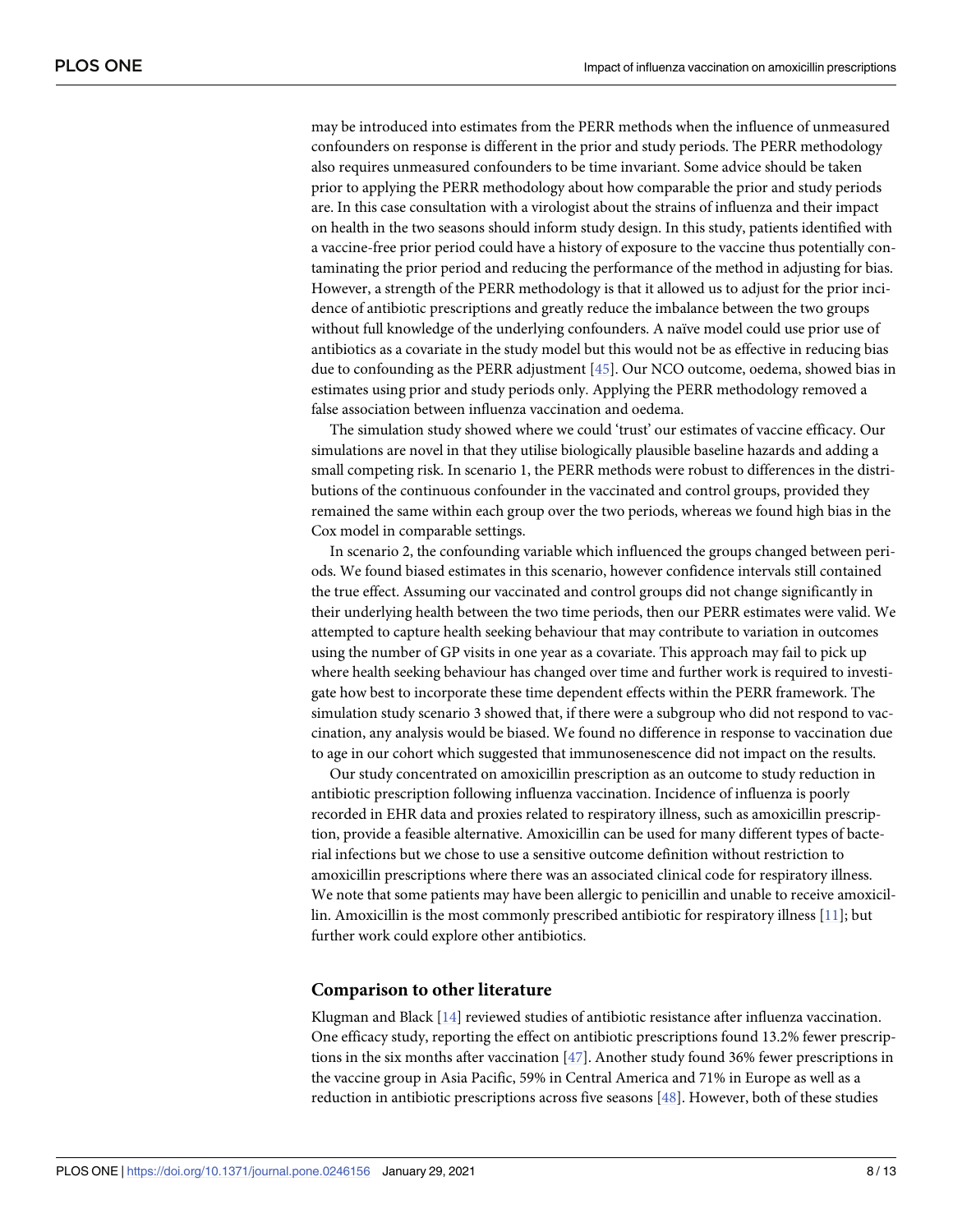may be introduced into estimates from the PERR methods when the influence of unmeasured confounders on response is different in the prior and study periods. The PERR methodology also requires unmeasured confounders to be time invariant. Some advice should be taken prior to applying the PERR methodology about how comparable the prior and study periods are. In this case consultation with a virologist about the strains of influenza and their impact on health in the two seasons should inform study design. In this study, patients identified with a vaccine-free prior period could have a history of exposure to the vaccine thus potentially contaminating the prior period and reducing the performance of the method in adjusting for bias. However, a strength of the PERR methodology is that it allowed us to adjust for the prior incidence of antibiotic prescriptions and greatly reduce the imbalance between the two groups without full knowledge of the underlying confounders. A naïve model could use prior use of antibiotics as a covariate in the study model but this would not be as effective in reducing bias due to confounding as the PERR adjustment [45]. Our NCO outcome, oedema, showed bias in estimates using prior and study periods only. Applying the PERR methodology removed a false association between influenza vaccination and oedema.

The simulation study showed where we could 'trust' our estimates of vaccine efficacy. Our simulations are novel in that they utilise biologically plausible baseline hazards and adding a small competing risk. In scenario 1, the PERR methods were robust to differences in the distributions of the continuous confounder in the vaccinated and control groups, provided they remained the same within each group over the two periods, whereas we found high bias in the Cox model in comparable settings.

In scenario 2, the confounding variable which influenced the groups changed between periods. We found biased estimates in this scenario, however confidence intervals still contained the true effect. Assuming our vaccinated and control groups did not change significantly in their underlying health between the two time periods, then our PERR estimates were valid. We attempted to capture health seeking behaviour that may contribute to variation in outcomes using the number of GP visits in one year as a covariate. This approach may fail to pick up where health seeking behaviour has changed over time and further work is required to investigate how best to incorporate these time dependent effects within the PERR framework. The simulation study scenario 3 showed that, if there were a subgroup who did not respond to vaccination, any analysis would be biased. We found no difference in response to vaccination due to age in our cohort which suggested that immunosenescence did not impact on the results.

Our study concentrated on amoxicillin prescription as an outcome to study reduction in antibiotic prescription following influenza vaccination. Incidence of influenza is poorly recorded in EHR data and proxies related to respiratory illness, such as amoxicillin prescription, provide a feasible alternative. Amoxicillin can be used for many different types of bacterial infections but we chose to use a sensitive outcome definition without restriction to amoxicillin prescriptions where there was an associated clinical code for respiratory illness. We note that some patients may have been allergic to penicillin and unable to receive amoxicillin. Amoxicillin is the most commonly prescribed antibiotic for respiratory illness [11]; but further work could explore other antibiotics.

## Comparison to other literature

Klugman and Black [14] reviewed studies of antibiotic resistance after influenza vaccination. One efficacy study, reporting the effect on antibiotic prescriptions found 13.2% fewer prescriptions in the six months after vaccination [47]. Another study found 36% fewer prescriptions in the vaccine group in Asia Pacific, 59% in Central America and 71% in Europe as well as a reduction in antibiotic prescriptions across five seasons [48]. However, both of these studies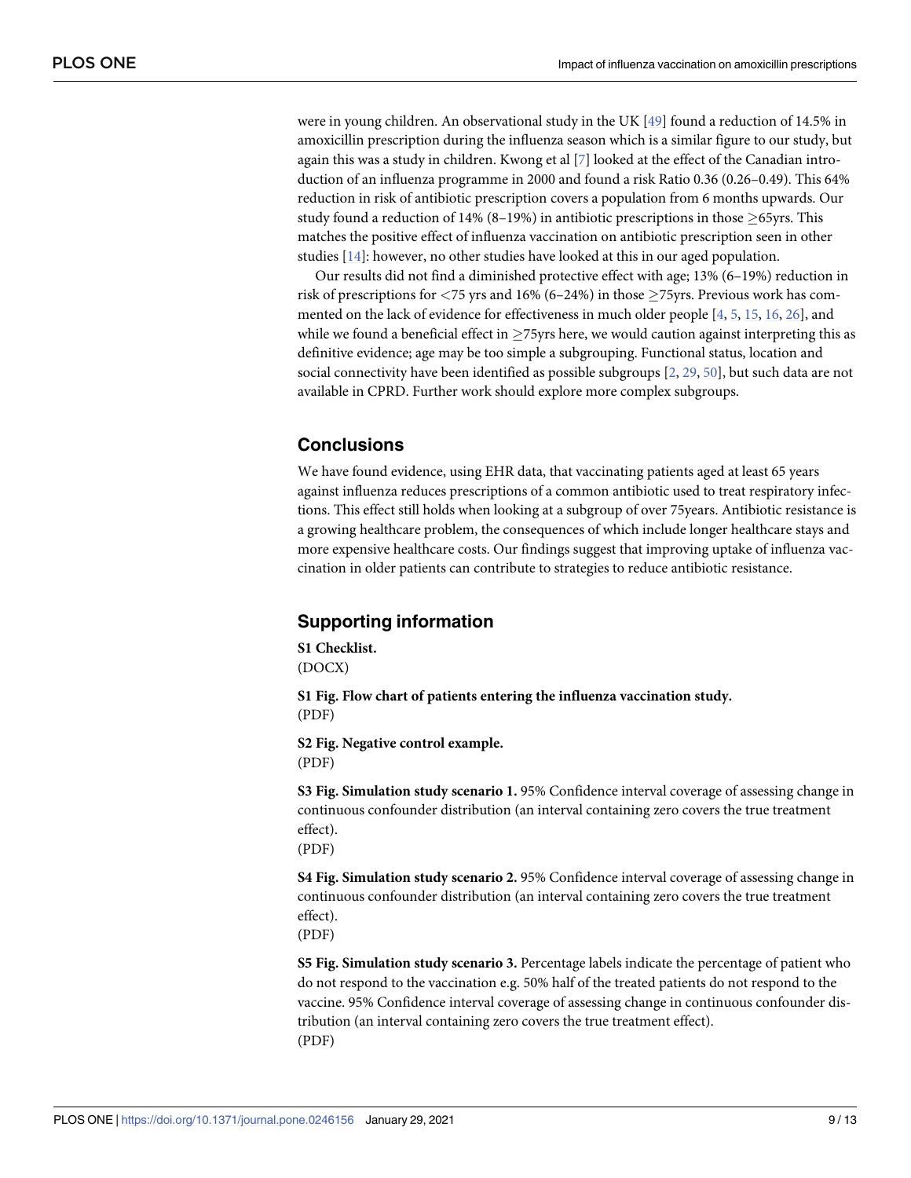were in young children. An observational study in the UK [49] found a reduction of 14.5% in amoxicillin prescription during the influenza season which is a similar figure to our study, but again this was a study in children. Kwong et al [7] looked at the effect of the Canadian introduction of an influenza programme in 2000 and found a risk Ratio 0.36 (0.26–0.49). This 64% reduction in risk of antibiotic prescription covers a population from 6 months upwards. Our study found a reduction of 14% (8–19%) in antibiotic prescriptions in those ≥65yrs. This matches the positive effect of influenza vaccination on antibiotic prescription seen in other studies [14]: however, no other studies have looked at this in our aged population.

Our results did not find a diminished protective effect with age; 13% (6–19%) reduction in risk of prescriptions for <75 yrs and 16% (6–24%) in those ≥75yrs. Previous work has commented on the lack of evidence for effectiveness in much older people [4, 5, 15, 16, 26], and while we found a beneficial effect in ≥75yrs here, we would caution against interpreting this as definitive evidence; age may be too simple a subgrouping. Functional status, location and social connectivity have been identified as possible subgroups [2, 29, 50], but such data are not available in CPRD. Further work should explore more complex subgroups.

## Conclusions

We have found evidence, using EHR data, that vaccinating patients aged at least 65 years against influenza reduces prescriptions of a common antibiotic used to treat respiratory infections. This effect still holds when looking at a subgroup of over 75years. Antibiotic resistance is a growing healthcare problem, the consequences of which include longer healthcare stays and more expensive healthcare costs. Our findings suggest that improving uptake of influenza vaccination in older patients can contribute to strategies to reduce antibiotic resistance.

## Supporting information

**S1 Checklist.**
(DOCX)

**S1 Fig. Flow chart of patients entering the influenza vaccination study.**
(PDF)

**S2 Fig. Negative control example.**
(PDF)

**S3 Fig. Simulation study scenario 1.** 95% Confidence interval coverage of assessing change in continuous confounder distribution (an interval containing zero covers the true treatment effect).
(PDF)

**S4 Fig. Simulation study scenario 2.** 95% Confidence interval coverage of assessing change in continuous confounder distribution (an interval containing zero covers the true treatment effect).
(PDF)

**S5 Fig. Simulation study scenario 3.** Percentage labels indicate the percentage of patient who do not respond to the vaccination e.g. 50% half of the treated patients do not respond to the vaccine. 95% Confidence interval coverage of assessing change in continuous confounder distribution (an interval containing zero covers the true treatment effect).
(PDF)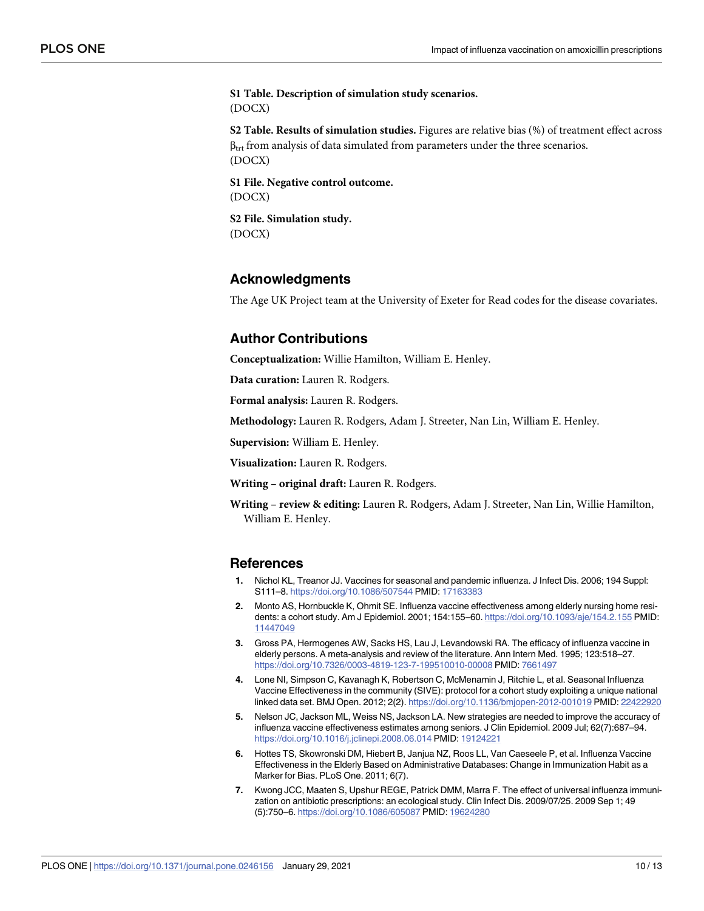**S1 Table. Description of simulation study scenarios.**
(DOCX)

**S2 Table. Results of simulation studies.** Figures are relative bias (%) of treatment effect across $\beta_{trt}$ from analysis of data simulated from parameters under the three scenarios.
(DOCX)

**S1 File. Negative control outcome.**
(DOCX)

**S2 File. Simulation study.**
(DOCX)

## Acknowledgments

The Age UK Project team at the University of Exeter for Read codes for the disease covariates.

## Author Contributions

**Conceptualization:** Willie Hamilton, William E. Henley.

**Data curation:** Lauren R. Rodgers.

**Formal analysis:** Lauren R. Rodgers.

**Methodology:** Lauren R. Rodgers, Adam J. Streeter, Nan Lin, William E. Henley.

**Supervision:** William E. Henley.

**Visualization:** Lauren R. Rodgers.

**Writing – original draft:** Lauren R. Rodgers.

**Writing – review & editing:** Lauren R. Rodgers, Adam J. Streeter, Nan Lin, Willie Hamilton, William E. Henley.

## References

1. Nichol KL, Treanor JJ. Vaccines for seasonal and pandemic influenza. J Infect Dis. 2006; 194 Suppl: S111–8. https://doi.org/10.1086/507544 PMID: 17163383
2. Monto AS, Hornbuckle K, Ohmit SE. Influenza vaccine effectiveness among elderly nursing home residents: a cohort study. Am J Epidemiol. 2001; 154:155–60. https://doi.org/10.1093/aje/154.2.155 PMID: 11447049
3. Gross PA, Hermogenes AW, Sacks HS, Lau J, Levandowski RA. The efficacy of influenza vaccine in elderly persons. A meta-analysis and review of the literature. Ann Intern Med. 1995; 123:518–27. https://doi.org/10.7326/0003-4819-123-7-199510010-00008 PMID: 7661497
4. Lone NI, Simpson C, Kavanagh K, Robertson C, McMenamin J, Ritchie L, et al. Seasonal Influenza Vaccine Effectiveness in the community (SIVE): protocol for a cohort study exploiting a unique national linked data set. BMJ Open. 2012; 2(2). https://doi.org/10.1136/bmjopen-2012-001019 PMID: 22422920
5. Nelson JC, Jackson ML, Weiss NS, Jackson LA. New strategies are needed to improve the accuracy of influenza vaccine effectiveness estimates among seniors. J Clin Epidemiol. 2009 Jul; 62(7):687–94. https://doi.org/10.1016/j.jclinepi.2008.06.014 PMID: 19124221
6. Hottes TS, Skowronski DM, Hiebert B, Janjua NZ, Roos LL, Van Caeseele P, et al. Influenza Vaccine Effectiveness in the Elderly Based on Administrative Databases: Change in Immunization Habit as a Marker for Bias. PLoS One. 2011; 6(7).
7. Kwong JCC, Maaten S, Upshur REGE, Patrick DMM, Marra F. The effect of universal influenza immunization on antibiotic prescriptions: an ecological study. Clin Infect Dis. 2009/07/25. 2009 Sep 1; 49 (5):750–6. https://doi.org/10.1086/605087 PMID: 19624280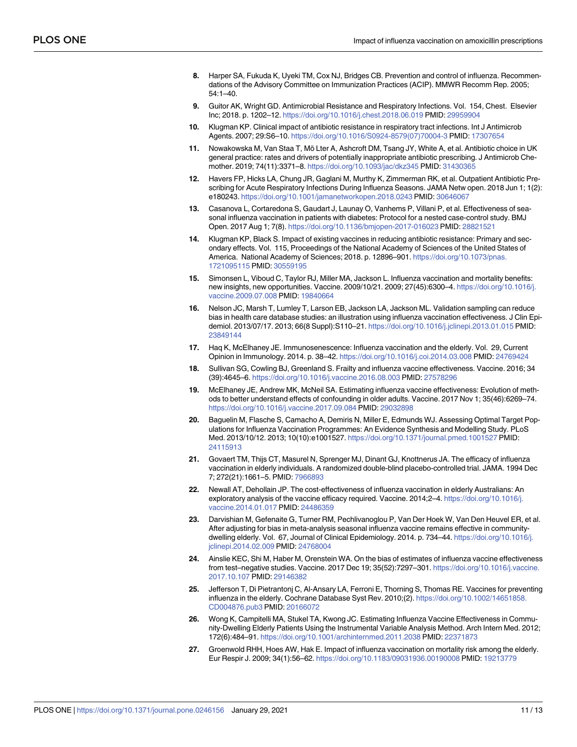8. Harper SA, Fukuda K, Uyeki TM, Cox NJ, Bridges CB. Prevention and control of influenza. Recommendations of the Advisory Committee on Immunization Practices (ACIP). MMWR Recomm Rep. 2005; 54:1–40.
9. Guitor AK, Wright GD. Antimicrobial Resistance and Respiratory Infections. Vol. 154, Chest. Elsevier Inc; 2018. p. 1202–12. https://doi.org/10.1016/j.chest.2018.06.019 PMID: 29959904
10. Klugman KP. Clinical impact of antibiotic resistance in respiratory tract infections. Int J Antimicrob Agents. 2007; 29:S6–10. https://doi.org/10.1016/S0924-8579(07)70004-3 PMID: 17307654
11. Nowakowska M, Van Staa T, Mö Lter A, Ashcroft DM, Tsang JY, White A, et al. Antibiotic choice in UK general practice: rates and drivers of potentially inappropriate antibiotic prescribing. J Antimicrob Chemother. 2019; 74(11):3371–8. https://doi.org/10.1093/jac/dkz345 PMID: 31430365
12. Havers FP, Hicks LA, Chung JR, Gaglani M, Murthy K, Zimmerman RK, et al. Outpatient Antibiotic Prescribing for Acute Respiratory Infections During Influenza Seasons. JAMA Netw open. 2018 Jun 1; 1(2): e180243. https://doi.org/10.1001/jamanetworkopen.2018.0243 PMID: 30646067
13. Casanova L, Cortaredona S, Gaudart J, Launay O, Vanhems P, Villani P, et al. Effectiveness of seasonal influenza vaccination in patients with diabetes: Protocol for a nested case-control study. BMJ Open. 2017 Aug 1; 7(8). https://doi.org/10.1136/bmjopen-2017-016023 PMID: 28821521
14. Klugman KP, Black S. Impact of existing vaccines in reducing antibiotic resistance: Primary and secondary effects. Vol. 115, Proceedings of the National Academy of Sciences of the United States of America. National Academy of Sciences; 2018. p. 12896–901. https://doi.org/10.1073/pnas.1721095115 PMID: 30559195
15. Simonsen L, Viboud C, Taylor RJ, Miller MA, Jackson L. Influenza vaccination and mortality benefits: new insights, new opportunities. Vaccine. 2009/10/21. 2009; 27(45):6300–4. https://doi.org/10.1016/j.vaccine.2009.07.008 PMID: 19840664
16. Nelson JC, Marsh T, Lumley T, Larson EB, Jackson LA, Jackson ML. Validation sampling can reduce bias in health care database studies: an illustration using influenza vaccination effectiveness. J Clin Epidemiol. 2013/07/17. 2013; 66(8 Suppl):S110–21. https://doi.org/10.1016/j.jclinepi.2013.01.015 PMID: 23849144
17. Haq K, McElhaney JE. Immunosenescence: Influenza vaccination and the elderly. Vol. 29, Current Opinion in Immunology. 2014. p. 38–42. https://doi.org/10.1016/j.coi.2014.03.008 PMID: 24769424
18. Sullivan SG, Cowling BJ, Greenland S. Frailty and influenza vaccine effectiveness. Vaccine. 2016; 34 (39):4645–6. https://doi.org/10.1016/j.vaccine.2016.08.003 PMID: 27578296
19. McElhaney JE, Andrew MK, McNeil SA. Estimating influenza vaccine effectiveness: Evolution of methods to better understand effects of confounding in older adults. Vaccine. 2017 Nov 1; 35(46):6269–74. https://doi.org/10.1016/j.vaccine.2017.09.084 PMID: 29032898
20. Baguelin M, Flasche S, Camacho A, Demiris N, Miller E, Edmunds WJ. Assessing Optimal Target Populations for Influenza Vaccination Programmes: An Evidence Synthesis and Modelling Study. PLoS Med. 2013/10/12. 2013; 10(10):e1001527. https://doi.org/10.1371/journal.pmed.1001527 PMID: 24115913
21. Govaert TM, Thijs CT, Masurel N, Sprenger MJ, Dinant GJ, Knottnerus JA. The efficacy of influenza vaccination in elderly individuals. A randomized double-blind placebo-controlled trial. JAMA. 1994 Dec 7; 272(21):1661–5. PMID: 7966893
22. Newall AT, Dehollain JP. The cost-effectiveness of influenza vaccination in elderly Australians: An exploratory analysis of the vaccine efficacy required. Vaccine. 2014;2–4. https://doi.org/10.1016/j.vaccine.2014.01.017 PMID: 24486359
23. Darvishian M, Gefenaite G, Turner RM, Pechlivanoglou P, Van Der Hoek W, Van Den Heuvel ER, et al. After adjusting for bias in meta-analysis seasonal influenza vaccine remains effective in community-dwelling elderly. Vol. 67, Journal of Clinical Epidemiology. 2014. p. 734–44. https://doi.org/10.1016/j.jclinepi.2014.02.009 PMID: 24768004
24. Ainslie KEC, Shi M, Haber M, Orenstein WA. On the bias of estimates of influenza vaccine effectiveness from test–negative studies. Vaccine. 2017 Dec 19; 35(52):7297–301. https://doi.org/10.1016/j.vaccine.2017.10.107 PMID: 29146382
25. Jefferson T, Di Pietrantonj C, Al-Ansary LA, Ferroni E, Thorning S, Thomas RE. Vaccines for preventing influenza in the elderly. Cochrane Database Syst Rev. 2010;(2). https://doi.org/10.1002/14651858.CD004876.pub3 PMID: 20166072
26. Wong K, Campitelli MA, Stukel TA, Kwong JC. Estimating Influenza Vaccine Effectiveness in Community-Dwelling Elderly Patients Using the Instrumental Variable Analysis Method. Arch Intern Med. 2012; 172(6):484–91. https://doi.org/10.1001/archinternmed.2011.2038 PMID: 22371873
27. Groenwold RHH, Hoes AW, Hak E. Impact of influenza vaccination on mortality risk among the elderly. Eur Respir J. 2009; 34(1):56–62. https://doi.org/10.1183/09031936.00190008 PMID: 19213779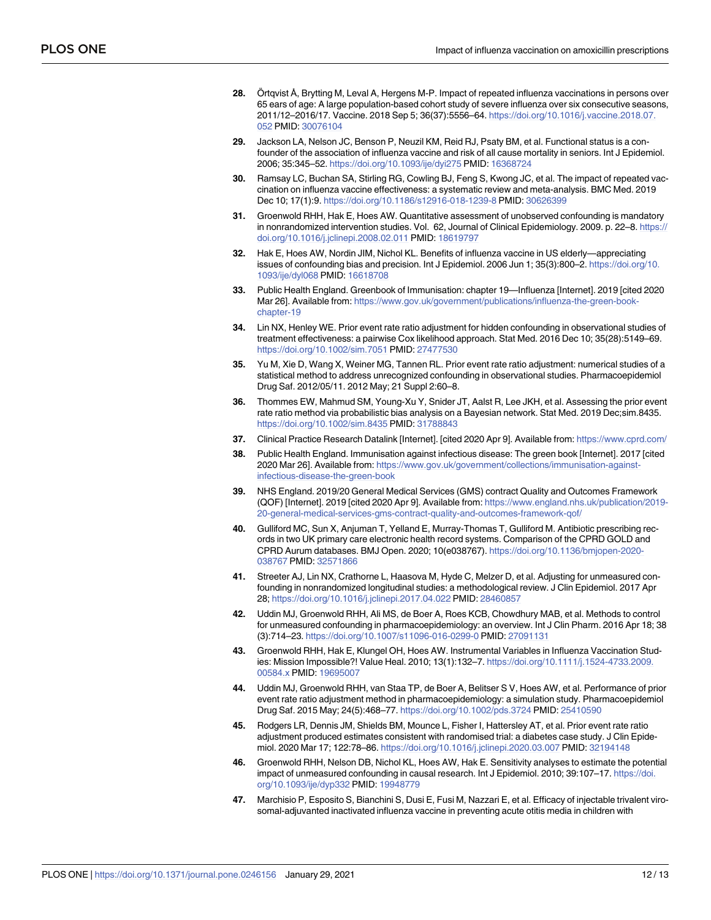28. Örtqvist Å, Brytting M, Leval A, Hergens M-P. Impact of repeated influenza vaccinations in persons over 65 ears of age: A large population-based cohort study of severe influenza over six consecutive seasons, 2011/12–2016/17. Vaccine. 2018 Sep 5; 36(37):5556–64. https://doi.org/10.1016/j.vaccine.2018.07.052 PMID: 30076104

29. Jackson LA, Nelson JC, Benson P, Neuzil KM, Reid RJ, Psaty BM, et al. Functional status is a confounder of the association of influenza vaccine and risk of all cause mortality in seniors. Int J Epidemiol. 2006; 35:345–52. https://doi.org/10.1093/ije/dyi275 PMID: 16368724

30. Ramsay LC, Buchan SA, Stirling RG, Cowling BJ, Feng S, Kwong JC, et al. The impact of repeated vaccination on influenza vaccine effectiveness: a systematic review and meta-analysis. BMC Med. 2019 Dec 10; 17(1):9. https://doi.org/10.1186/s12916-018-1239-8 PMID: 30626399

31. Groenwold RHH, Hak E, Hoes AW. Quantitative assessment of unobserved confounding is mandatory in nonrandomized intervention studies. Vol. 62, Journal of Clinical Epidemiology. 2009. p. 22–8. https://doi.org/10.1016/j.jclinepi.2008.02.011 PMID: 18619797

32. Hak E, Hoes AW, Nordin JIM, Nichol KL. Benefits of influenza vaccine in US elderly—appreciating issues of confounding bias and precision. Int J Epidemiol. 2006 Jun 1; 35(3):800–2. https://doi.org/10.1093/ije/dyl068 PMID: 16618708

33. Public Health England. Greenbook of Immunisation: chapter 19—Influenza [Internet]. 2019 [cited 2020 Mar 26]. Available from: https://www.gov.uk/government/publications/influenza-the-green-book-chapter-19

34. Lin NX, Henley WE. Prior event rate ratio adjustment for hidden confounding in observational studies of treatment effectiveness: a pairwise Cox likelihood approach. Stat Med. 2016 Dec 10; 35(28):5149–69. https://doi.org/10.1002/sim.7051 PMID: 27477530

35. Yu M, Xie D, Wang X, Weiner MG, Tannen RL. Prior event rate ratio adjustment: numerical studies of a statistical method to address unrecognized confounding in observational studies. Pharmacoepidemiol Drug Saf. 2012/05/11. 2012 May; 21 Suppl 2:60–8.

36. Thommes EW, Mahmud SM, Young-Xu Y, Snider JT, Aalst R, Lee JKH, et al. Assessing the prior event rate ratio method via probabilistic bias analysis on a Bayesian network. Stat Med. 2019 Dec;sim.8435. https://doi.org/10.1002/sim.8435 PMID: 31788843

37. Clinical Practice Research Datalink [Internet]. [cited 2020 Apr 9]. Available from: https://www.cprd.com/

38. Public Health England. Immunisation against infectious disease: The green book [Internet]. 2017 [cited 2020 Mar 26]. Available from: https://www.gov.uk/government/collections/immunisation-against-infectious-disease-the-green-book

39. NHS England. 2019/20 General Medical Services (GMS) contract Quality and Outcomes Framework (QOF) [Internet]. 2019 [cited 2020 Apr 9]. Available from: https://www.england.nhs.uk/publication/2019-20-general-medical-services-gms-contract-quality-and-outcomes-framework-qof/

40. Gulliford MC, Sun X, Anjuman T, Yelland E, Murray-Thomas T, Gulliford M. Antibiotic prescribing records in two UK primary care electronic health record systems. Comparison of the CPRD GOLD and CPRD Aurum databases. BMJ Open. 2020; 10(e038767). https://doi.org/10.1136/bmjopen-2020-038767 PMID: 32571866

41. Streeter AJ, Lin NX, Crathorne L, Haasova M, Hyde C, Melzer D, et al. Adjusting for unmeasured confounding in nonrandomized longitudinal studies: a methodological review. J Clin Epidemiol. 2017 Apr 28; https://doi.org/10.1016/j.jclinepi.2017.04.022 PMID: 28460857

42. Uddin MJ, Groenwold RHH, Ali MS, de Boer A, Roes KCB, Chowdhury MAB, et al. Methods to control for unmeasured confounding in pharmacoepidemiology: an overview. Int J Clin Pharm. 2016 Apr 18; 38 (3):714–23. https://doi.org/10.1007/s11096-016-0299-0 PMID: 27091131

43. Groenwold RHH, Hak E, Klungel OH, Hoes AW. Instrumental Variables in Influenza Vaccination Studies: Mission Impossible?! Value Heal. 2010; 13(1):132–7. https://doi.org/10.1111/j.1524-4733.2009.00584.x PMID: 19695007

44. Uddin MJ, Groenwold RHH, van Staa TP, de Boer A, Belitser S V, Hoes AW, et al. Performance of prior event rate ratio adjustment method in pharmacoepidemiology: a simulation study. Pharmacoepidemiol Drug Saf. 2015 May; 24(5):468–77. https://doi.org/10.1002/pds.3724 PMID: 25410590

45. Rodgers LR, Dennis JM, Shields BM, Mounce L, Fisher I, Hattersley AT, et al. Prior event rate ratio adjustment produced estimates consistent with randomised trial: a diabetes case study. J Clin Epidemiol. 2020 Mar 17; 122:78–86. https://doi.org/10.1016/j.jclinepi.2020.03.007 PMID: 32194148

46. Groenwold RHH, Nelson DB, Nichol KL, Hoes AW, Hak E. Sensitivity analyses to estimate the potential impact of unmeasured confounding in causal research. Int J Epidemiol. 2010; 39:107–17. https://doi.org/10.1093/ije/dyp332 PMID: 19948779

47. Marchisio P, Esposito S, Bianchini S, Dusi E, Fusi M, Nazzari E, et al. Efficacy of injectable trivalent virosomal-adjuvanted inactivated influenza vaccine in preventing acute otitis media in children with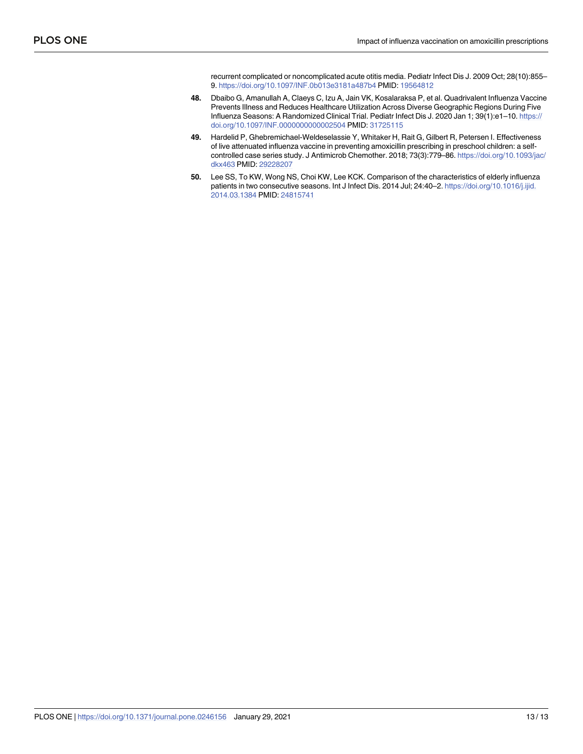recurrent complicated or noncomplicated acute otitis media. Pediatr Infect Dis J. 2009 Oct; 28(10):855–9. https://doi.org/10.1097/INF.0b013e3181a487b4 PMID: 19564812

48. Dbaibo G, Amanullah A, Claeys C, Izu A, Jain VK, Kosalaraksa P, et al. Quadrivalent Influenza Vaccine Prevents Illness and Reduces Healthcare Utilization Across Diverse Geographic Regions During Five Influenza Seasons: A Randomized Clinical Trial. Pediatr Infect Dis J. 2020 Jan 1; 39(1):e1–10. https://doi.org/10.1097/INF.0000000000002504 PMID: 31725115

49. Hardelid P, Ghebremichael-Weldeselassie Y, Whitaker H, Rait G, Gilbert R, Petersen I. Effectiveness of live attenuated influenza vaccine in preventing amoxicillin prescribing in preschool children: a self-controlled case series study. J Antimicrob Chemother. 2018; 73(3):779–86. https://doi.org/10.1093/jac/dkx463 PMID: 29228207

50. Lee SS, To KW, Wong NS, Choi KW, Lee KCK. Comparison of the characteristics of elderly influenza patients in two consecutive seasons. Int J Infect Dis. 2014 Jul; 24:40–2. https://doi.org/10.1016/j.ijid.2014.03.1384 PMID: 24815741